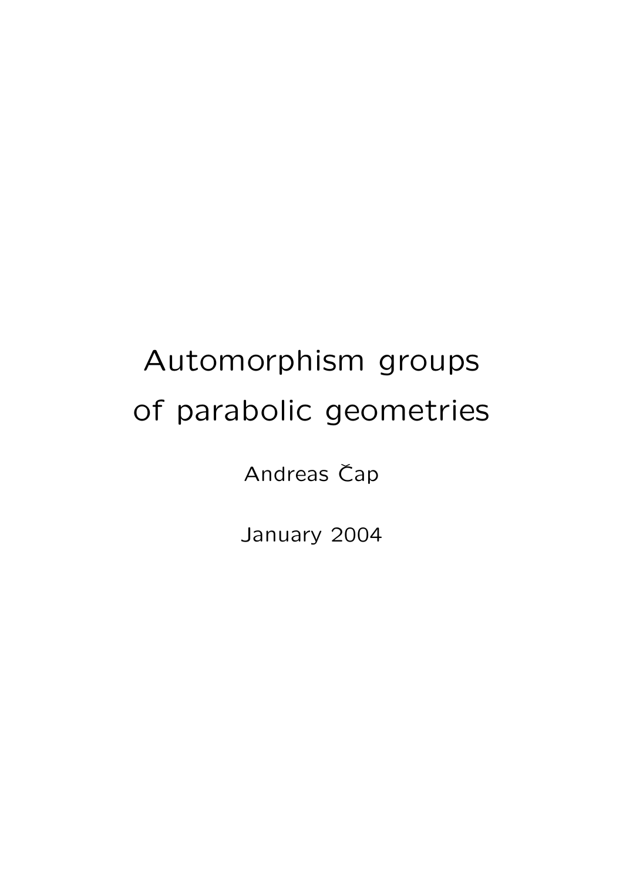# Automorphism groups of parabolic geometries

Andreas Čap

January 2004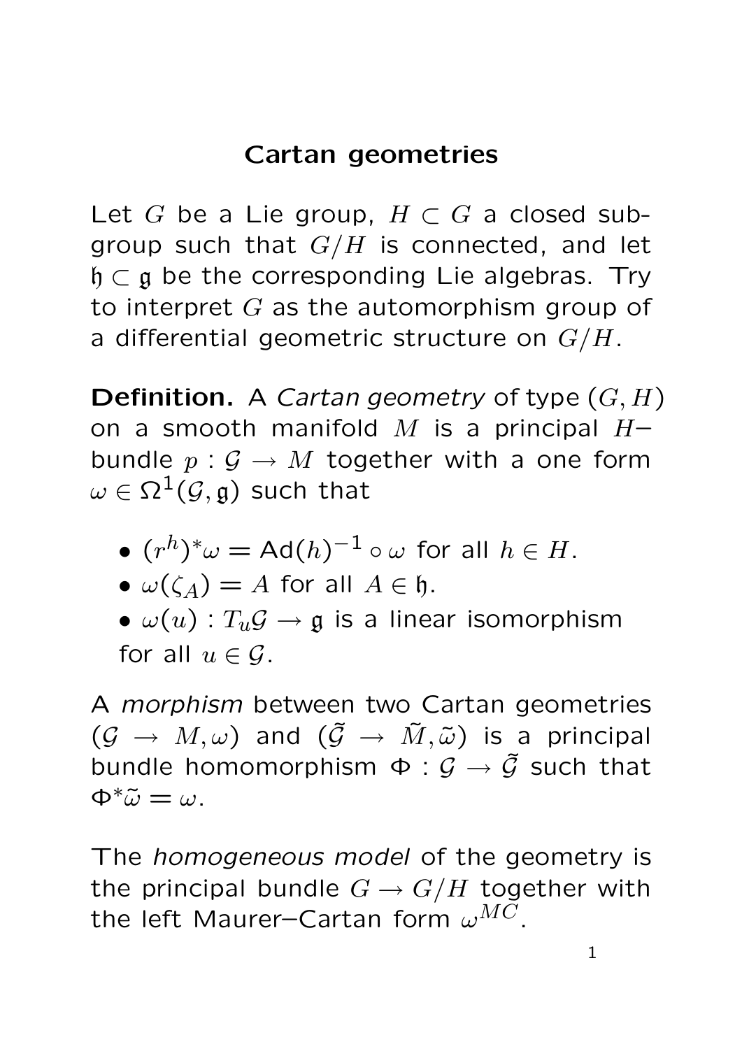# Cartan geometries

Let $G$ be a Lie group, $H \subset G$ a closed subgroup such that $G/H$ is connected, and let $\mathfrak{h} \subset \mathfrak{g}$ be the corresponding Lie algebras. Try to interpret $G$ as the automorphism group of a differential geometric structure on $G/H$.

**Definition.** A *Cartan geometry* of type $(G, H)$ on a smooth manifold $M$ is a principal $H$–bundle $p : \mathcal{G} \to M$ together with a one form $\omega \in \Omega^1(\mathcal{G}, \mathfrak{g})$ such that

- $(r^h)^*\omega = \mathsf{Ad}(h)^{-1} \circ \omega$ for all $h \in H$.
- $\omega(\zeta_A) = A$ for all $A \in \mathfrak{h}$.
- $\omega(u) : T_u\mathcal{G} \to \mathfrak{g}$ is a linear isomorphism for all $u \in \mathcal{G}$.

A *morphism* between two Cartan geometries $(\mathcal{G} \to M, \omega)$ and $(\tilde{\mathcal{G}} \to \tilde{M}, \tilde{\omega})$ is a principal bundle homomorphism $\Phi : \mathcal{G} \to \tilde{\mathcal{G}}$ such that $\Phi^*\tilde{\omega} = \omega$.

The *homogeneous model* of the geometry is the principal bundle $G \to G/H$ together with the left Maurer–Cartan form $\omega^{MC}$.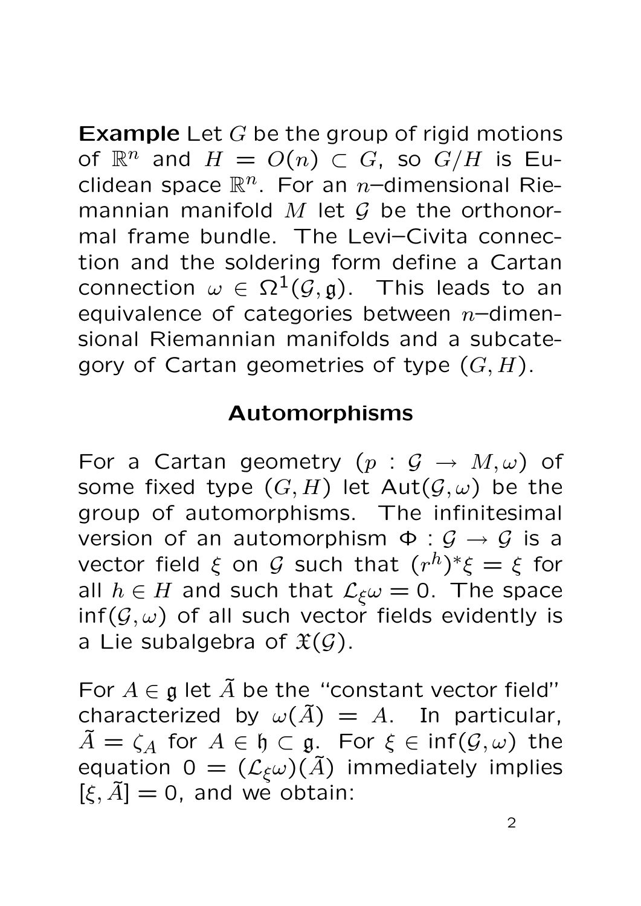**Example** Let $G$ be the group of rigid motions of $\mathbb{R}^n$ and $H = O(n) \subset G$, so $G/H$ is Euclidean space $\mathbb{R}^n$. For an $n$–dimensional Riemannian manifold $M$ let $\mathcal{G}$ be the orthonormal frame bundle. The Levi–Civita connection and the soldering form define a Cartan connection $\omega \in \Omega^1(\mathcal{G}, \mathfrak{g})$. This leads to an equivalence of categories between $n$–dimensional Riemannian manifolds and a subcategory of Cartan geometries of type $(G, H)$.

## Automorphisms

For a Cartan geometry $(p : \mathcal{G} \to M, \omega)$ of some fixed type $(G, H)$ let $\mathrm{Aut}(\mathcal{G}, \omega)$ be the group of automorphisms. The infinitesimal version of an automorphism $\Phi : \mathcal{G} \to \mathcal{G}$ is a vector field $\xi$ on $\mathcal{G}$ such that $(r^h)^*\xi = \xi$ for all $h \in H$ and such that $\mathcal{L}_\xi \omega = 0$. The space $\mathrm{inf}(\mathcal{G}, \omega)$ of all such vector fields evidently is a Lie subalgebra of $\mathfrak{X}(\mathcal{G})$.

For $A \in \mathfrak{g}$ let $\tilde{A}$ be the "constant vector field" characterized by $\omega(\tilde{A}) = A$. In particular, $\tilde{A} = \zeta_A$ for $A \in \mathfrak{h} \subset \mathfrak{g}$. For $\xi \in \mathrm{inf}(\mathcal{G}, \omega)$ the equation $0 = (\mathcal{L}_\xi \omega)(\tilde{A})$ immediately implies $[\xi, \tilde{A}] = 0$, and we obtain: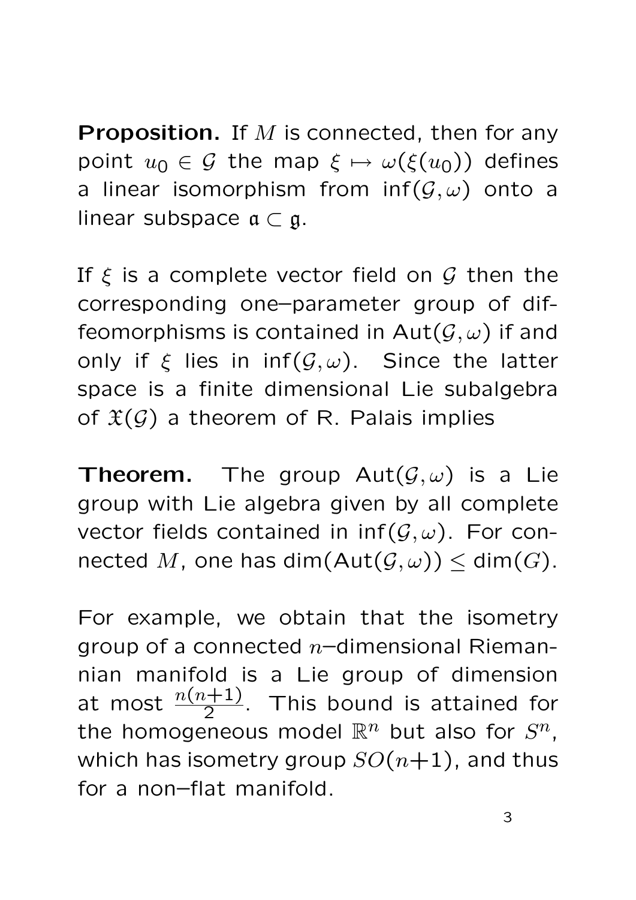**Proposition.** If $M$ is connected, then for any point $u_0 \in \mathcal{G}$ the map $\xi \mapsto \omega(\xi(u_0))$ defines a linear isomorphism from $\inf(\mathcal{G}, \omega)$ onto a linear subspace $\mathfrak{a} \subset \mathfrak{g}$.

If $\xi$ is a complete vector field on $\mathcal{G}$ then the corresponding one–parameter group of diffeomorphisms is contained in $\mathrm{Aut}(\mathcal{G}, \omega)$ if and only if $\xi$ lies in $\inf(\mathcal{G}, \omega)$. Since the latter space is a finite dimensional Lie subalgebra of $\mathfrak{X}(\mathcal{G})$ a theorem of R. Palais implies

**Theorem.** The group $\mathrm{Aut}(\mathcal{G}, \omega)$ is a Lie group with Lie algebra given by all complete vector fields contained in $\inf(\mathcal{G}, \omega)$. For connected $M$, one has $\dim(\mathrm{Aut}(\mathcal{G}, \omega)) \leq \dim(G)$.

For example, we obtain that the isometry group of a connected $n$–dimensional Riemannian manifold is a Lie group of dimension at most $\frac{n(n+1)}{2}$. This bound is attained for the homogeneous model $\mathbb{R}^n$ but also for $S^n$, which has isometry group $SO(n+1)$, and thus for a non–flat manifold.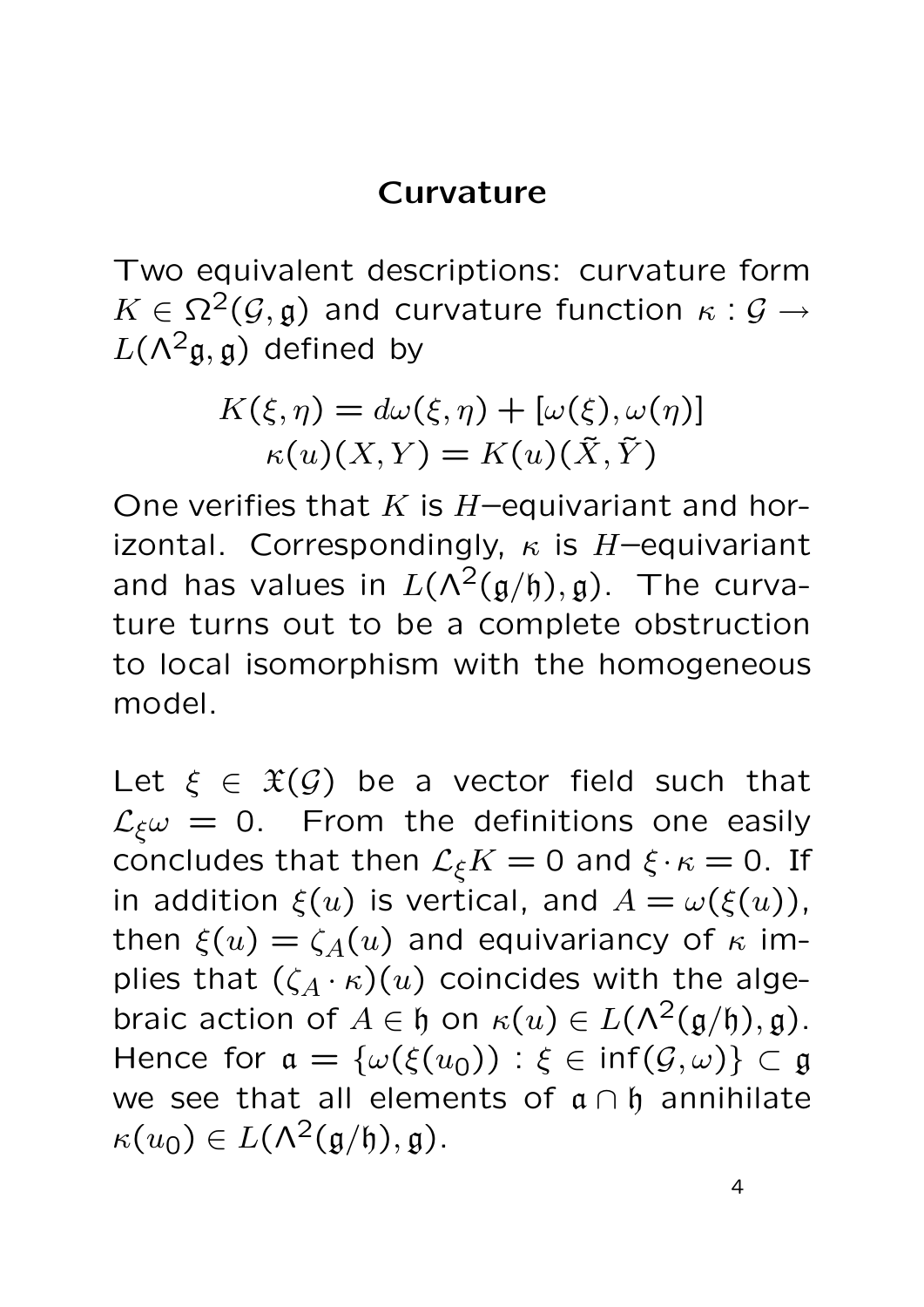# Curvature

Two equivalent descriptions: curvature form $K \in \Omega^2(\mathcal{G}, \mathfrak{g})$ and curvature function $\kappa : \mathcal{G} \to L(\Lambda^2\mathfrak{g}, \mathfrak{g})$ defined by

$$K(\xi, \eta) = d\omega(\xi, \eta) + [\omega(\xi), \omega(\eta)]$$
$$\kappa(u)(X, Y) = K(u)(\tilde{X}, \tilde{Y})$$

One verifies that $K$ is $H$–equivariant and horizontal. Correspondingly, $\kappa$ is $H$–equivariant and has values in $L(\Lambda^2(\mathfrak{g}/\mathfrak{h}), \mathfrak{g})$. The curvature turns out to be a complete obstruction to local isomorphism with the homogeneous model.

Let $\xi \in \mathfrak{X}(\mathcal{G})$ be a vector field such that $\mathcal{L}_\xi\omega = 0$. From the definitions one easily concludes that then $\mathcal{L}_\xi K = 0$ and $\xi \cdot \kappa = 0$. If in addition $\xi(u)$ is vertical, and $A = \omega(\xi(u))$, then $\xi(u) = \zeta_A(u)$ and equivariancy of $\kappa$ implies that $(\zeta_A \cdot \kappa)(u)$ coincides with the algebraic action of $A \in \mathfrak{h}$ on $\kappa(u) \in L(\Lambda^2(\mathfrak{g}/\mathfrak{h}), \mathfrak{g})$. Hence for $\mathfrak{a} = \{\omega(\xi(u_0)) : \xi \in \mathrm{inf}(\mathcal{G}, \omega)\} \subset \mathfrak{g}$ we see that all elements of $\mathfrak{a} \cap \mathfrak{h}$ annihilate $\kappa(u_0) \in L(\Lambda^2(\mathfrak{g}/\mathfrak{h}), \mathfrak{g})$.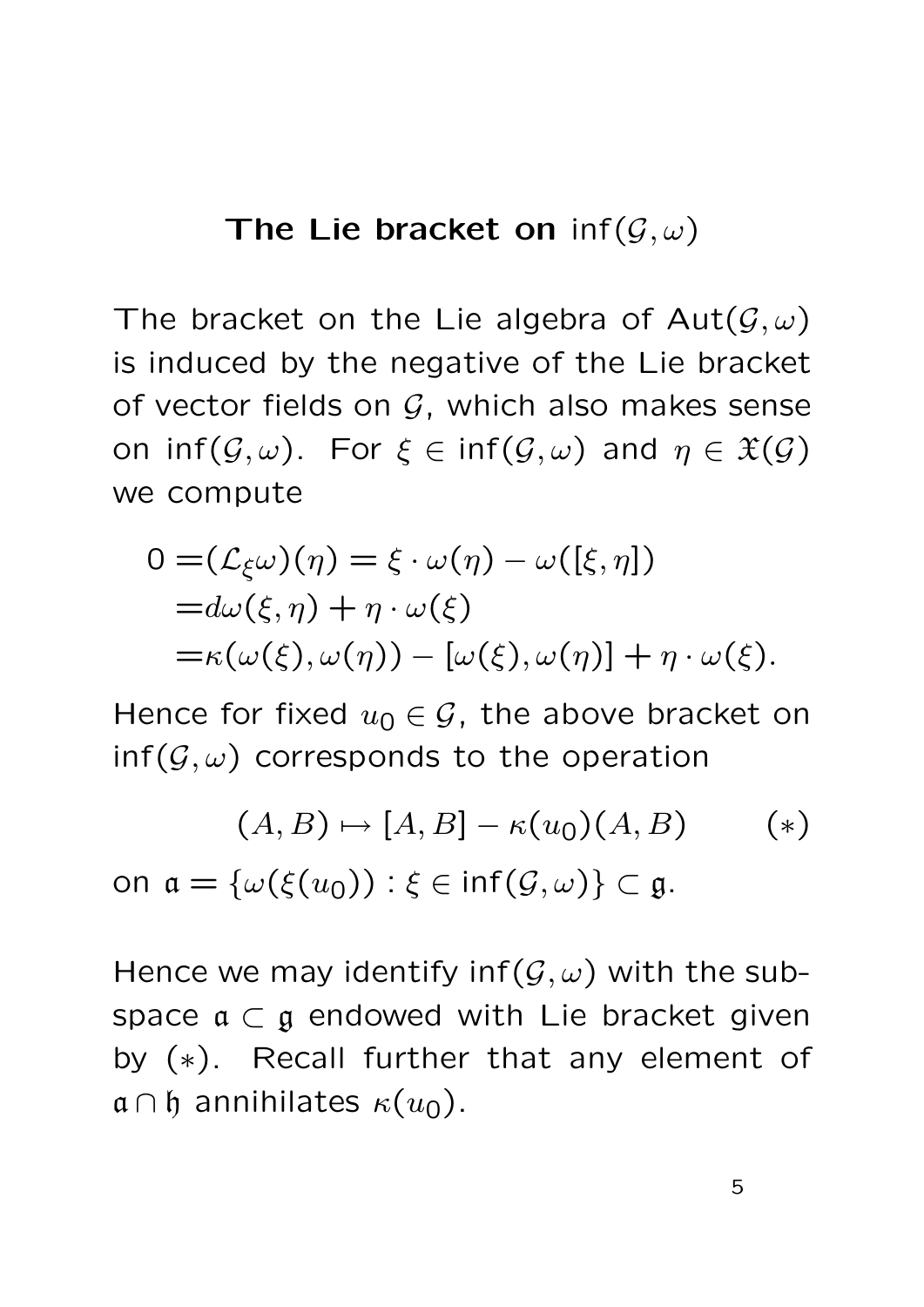## The Lie bracket on $\inf(\mathcal{G},\omega)$

The bracket on the Lie algebra of $\mathrm{Aut}(\mathcal{G},\omega)$ is induced by the negative of the Lie bracket of vector fields on $\mathcal{G}$, which also makes sense on $\inf(\mathcal{G},\omega)$. For $\xi \in \inf(\mathcal{G},\omega)$ and $\eta \in \mathfrak{X}(\mathcal{G})$ we compute

$$
\begin{aligned}
0 =& (\mathcal{L}_\xi \omega)(\eta) = \xi \cdot \omega(\eta) - \omega([\xi,\eta]) \\
=& d\omega(\xi,\eta) + \eta \cdot \omega(\xi) \\
=& \kappa(\omega(\xi),\omega(\eta)) - [\omega(\xi),\omega(\eta)] + \eta \cdot \omega(\xi).
\end{aligned}
$$

Hence for fixed $u_0 \in \mathcal{G}$, the above bracket on $\inf(\mathcal{G},\omega)$ corresponds to the operation

$$
(A,B) \mapsto [A,B] - \kappa(u_0)(A,B) \qquad (*)
$$

on $\mathfrak{a} = \{\omega(\xi(u_0)) : \xi \in \inf(\mathcal{G},\omega)\} \subset \mathfrak{g}$.

Hence we may identify $\inf(\mathcal{G},\omega)$ with the subspace $\mathfrak{a} \subset \mathfrak{g}$ endowed with Lie bracket given by $(*)$. Recall further that any element of $\mathfrak{a} \cap \mathfrak{h}$ annihilates $\kappa(u_0)$.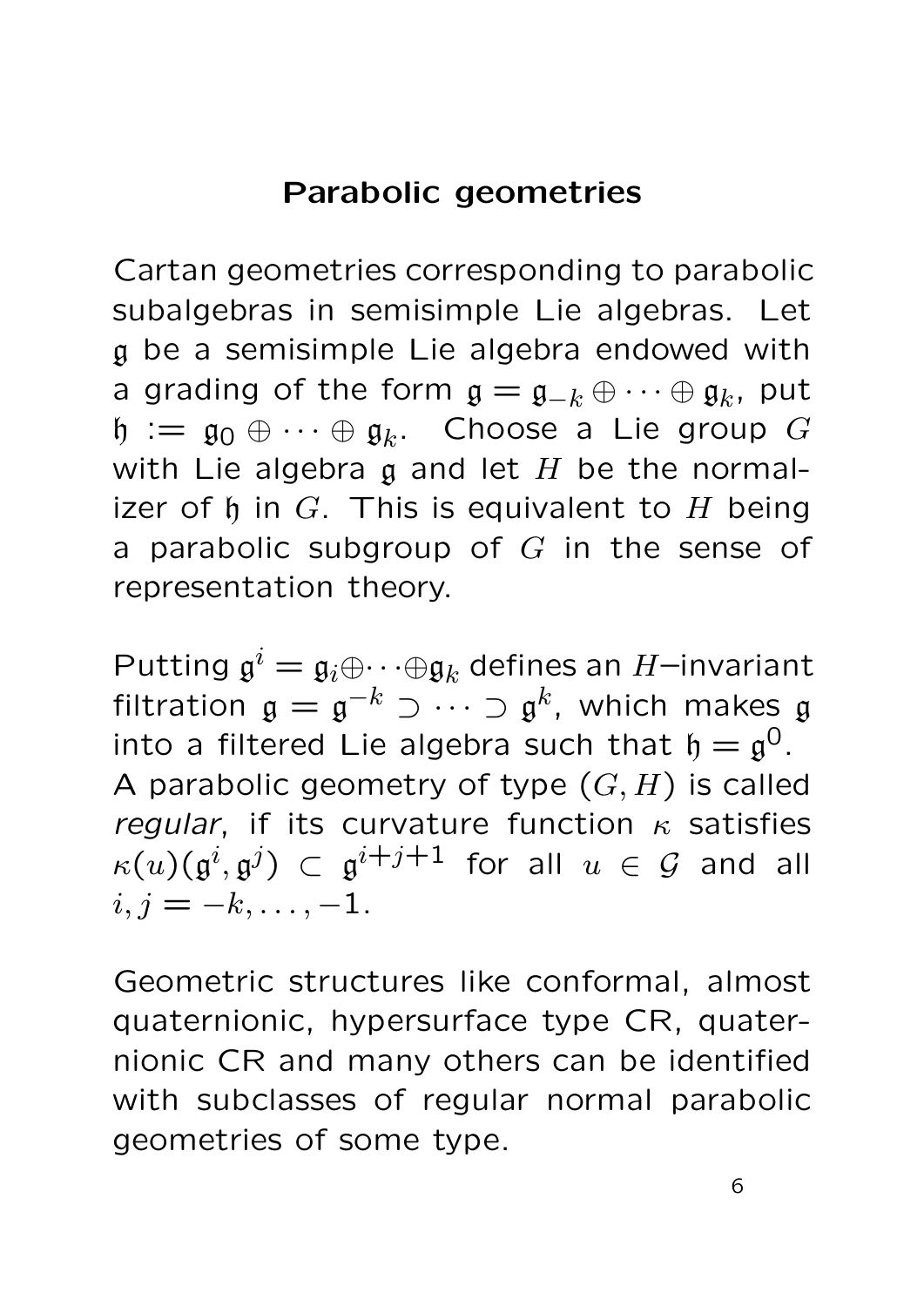# Parabolic geometries

Cartan geometries corresponding to parabolic subalgebras in semisimple Lie algebras. Let $\mathfrak{g}$ be a semisimple Lie algebra endowed with a grading of the form $\mathfrak{g} = \mathfrak{g}_{-k} \oplus \cdots \oplus \mathfrak{g}_k$, put $\mathfrak{h} := \mathfrak{g}_0 \oplus \cdots \oplus \mathfrak{g}_k$. Choose a Lie group $G$ with Lie algebra $\mathfrak{g}$ and let $H$ be the normalizer of $\mathfrak{h}$ in $G$. This is equivalent to $H$ being a parabolic subgroup of $G$ in the sense of representation theory.

Putting $\mathfrak{g}^i = \mathfrak{g}_i \oplus \cdots \oplus \mathfrak{g}_k$ defines an $H$–invariant filtration $\mathfrak{g} = \mathfrak{g}^{-k} \supset \cdots \supset \mathfrak{g}^k$, which makes $\mathfrak{g}$ into a filtered Lie algebra such that $\mathfrak{h} = \mathfrak{g}^0$.
A parabolic geometry of type $(G, H)$ is called *regular*, if its curvature function $\kappa$ satisfies $\kappa(u)(\mathfrak{g}^i, \mathfrak{g}^j) \subset \mathfrak{g}^{i+j+1}$ for all $u \in \mathcal{G}$ and all $i, j = -k, \dots, -1$.

Geometric structures like conformal, almost quaternionic, hypersurface type CR, quaternionic CR and many others can be identified with subclasses of regular normal parabolic geometries of some type.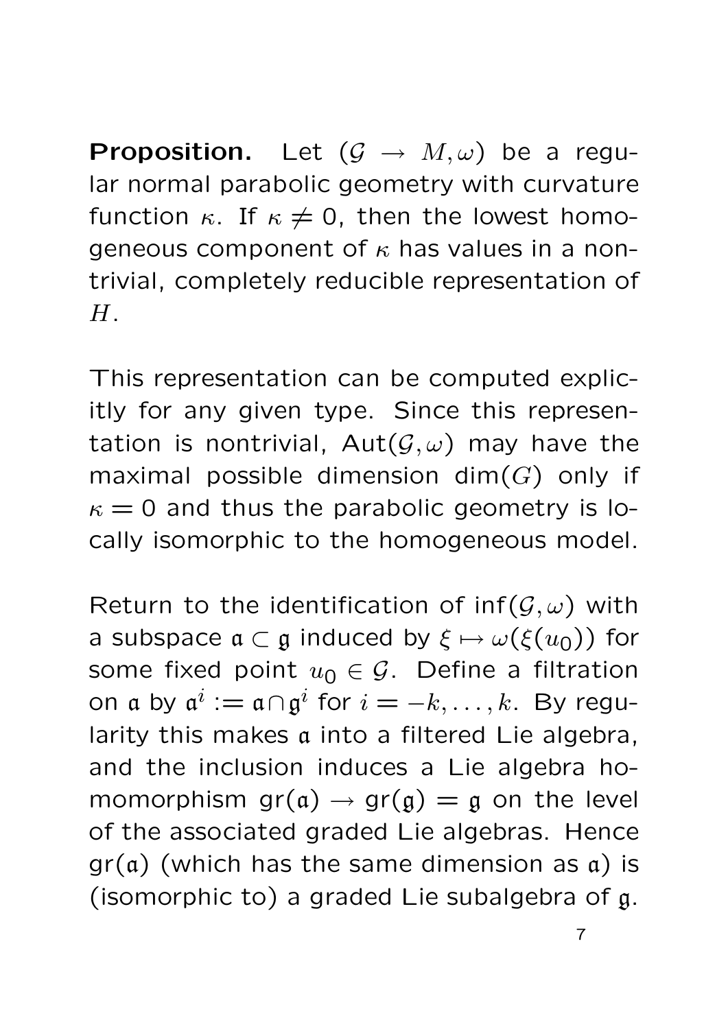**Proposition.** Let $(\mathcal{G} \to M, \omega)$ be a regular normal parabolic geometry with curvature function $\kappa$. If $\kappa \neq 0$, then the lowest homogeneous component of $\kappa$ has values in a nontrivial, completely reducible representation of $H$.

This representation can be computed explicitly for any given type. Since this representation is nontrivial, $\mathrm{Aut}(\mathcal{G}, \omega)$ may have the maximal possible dimension $\dim(G)$ only if $\kappa = 0$ and thus the parabolic geometry is locally isomorphic to the homogeneous model.

Return to the identification of $\inf(\mathcal{G}, \omega)$ with a subspace $\mathfrak{a} \subset \mathfrak{g}$ induced by $\xi \mapsto \omega(\xi(u_0))$ for some fixed point $u_0 \in \mathcal{G}$. Define a filtration on $\mathfrak{a}$ by $\mathfrak{a}^i := \mathfrak{a} \cap \mathfrak{g}^i$ for $i = -k, \ldots, k$. By regularity this makes $\mathfrak{a}$ into a filtered Lie algebra, and the inclusion induces a Lie algebra homomorphism $\mathrm{gr}(\mathfrak{a}) \to \mathrm{gr}(\mathfrak{g}) = \mathfrak{g}$ on the level of the associated graded Lie algebras. Hence $\mathrm{gr}(\mathfrak{a})$ (which has the same dimension as $\mathfrak{a}$) is (isomorphic to) a graded Lie subalgebra of $\mathfrak{g}$.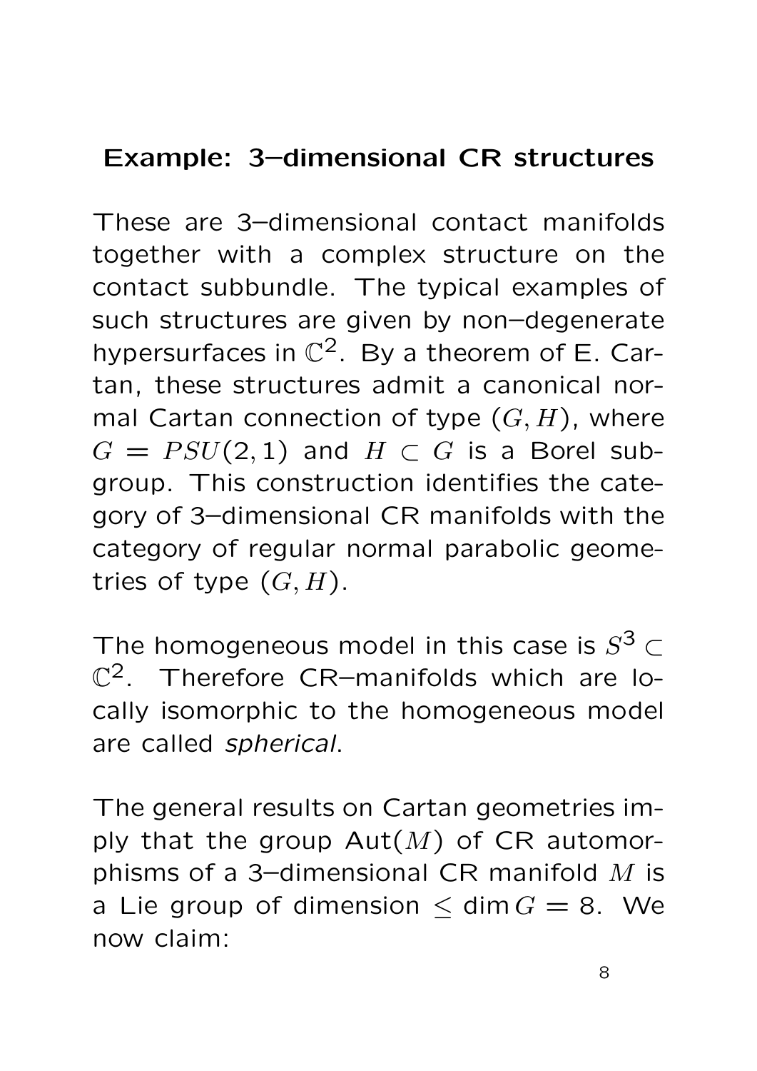## Example: 3–dimensional CR structures

These are 3–dimensional contact manifolds together with a complex structure on the contact subbundle. The typical examples of such structures are given by non–degenerate hypersurfaces in $\mathbb{C}^2$. By a theorem of E. Cartan, these structures admit a canonical normal Cartan connection of type $(G, H)$, where $G = PSU(2,1)$ and $H \subset G$ is a Borel subgroup. This construction identifies the category of 3–dimensional CR manifolds with the category of regular normal parabolic geometries of type $(G, H)$.

The homogeneous model in this case is $S^3 \subset \mathbb{C}^2$. Therefore CR–manifolds which are locally isomorphic to the homogeneous model are called *spherical*.

The general results on Cartan geometries imply that the group $\text{Aut}(M)$ of CR automorphisms of a 3–dimensional CR manifold $M$ is a Lie group of dimension $\leq \dim G = 8$. We now claim: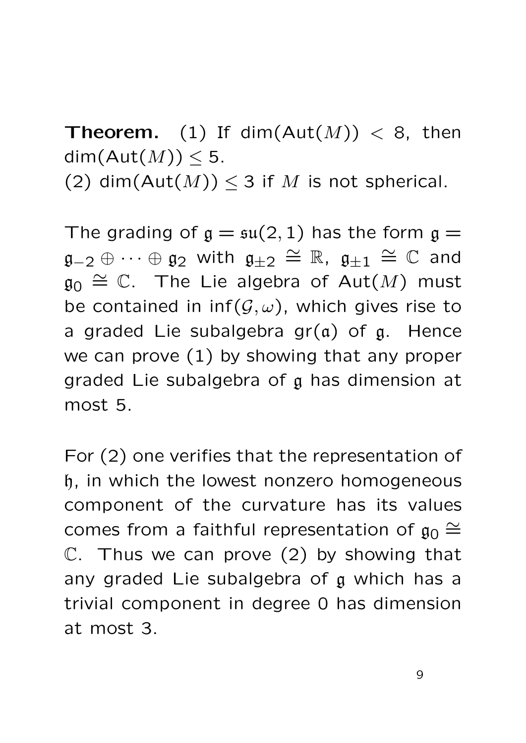**Theorem.** (1) If $\dim(\mathrm{Aut}(M)) < 8$, then $\dim(\mathrm{Aut}(M)) \leq 5$.
(2) $\dim(\mathrm{Aut}(M)) \leq 3$ if $M$ is not spherical.

The grading of $\mathfrak{g} = \mathfrak{su}(2,1)$ has the form $\mathfrak{g} = \mathfrak{g}_{-2} \oplus \cdots \oplus \mathfrak{g}_2$ with $\mathfrak{g}_{\pm 2} \cong \mathbb{R}$, $\mathfrak{g}_{\pm 1} \cong \mathbb{C}$ and $\mathfrak{g}_0 \cong \mathbb{C}$. The Lie algebra of $\mathrm{Aut}(M)$ must be contained in $\inf(\mathcal{G}, \omega)$, which gives rise to a graded Lie subalgebra $\mathrm{gr}(\mathfrak{a})$ of $\mathfrak{g}$. Hence we can prove (1) by showing that any proper graded Lie subalgebra of $\mathfrak{g}$ has dimension at most 5.

For (2) one verifies that the representation of $\mathfrak{h}$, in which the lowest nonzero homogeneous component of the curvature has its values comes from a faithful representation of $\mathfrak{g}_0 \cong \mathbb{C}$. Thus we can prove (2) by showing that any graded Lie subalgebra of $\mathfrak{g}$ which has a trivial component in degree 0 has dimension at most 3.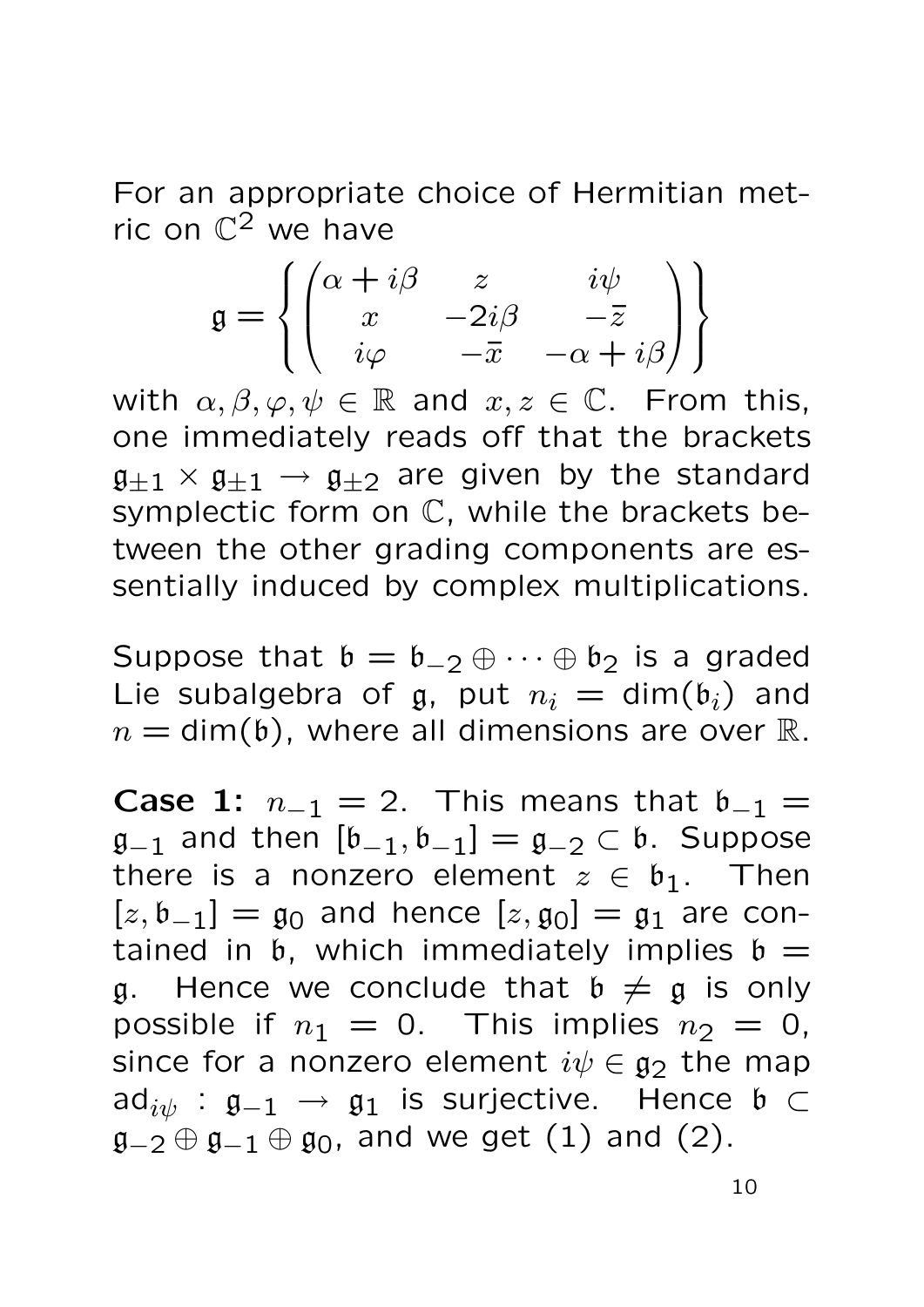For an appropriate choice of Hermitian metric on $\mathbb{C}^2$ we have

$$\mathfrak{g} = \left\{ \begin{pmatrix} \alpha + i\beta & z & i\psi \\ x & -2i\beta & -\bar{z} \\ i\varphi & -\bar{x} & -\alpha + i\beta \end{pmatrix} \right\}$$

with $\alpha, \beta, \varphi, \psi \in \mathbb{R}$ and $x, z \in \mathbb{C}$. From this, one immediately reads off that the brackets $\mathfrak{g}_{\pm 1} \times \mathfrak{g}_{\pm 1} \to \mathfrak{g}_{\pm 2}$ are given by the standard symplectic form on $\mathbb{C}$, while the brackets between the other grading components are essentially induced by complex multiplications.

Suppose that $\mathfrak{b} = \mathfrak{b}_{-2} \oplus \cdots \oplus \mathfrak{b}_2$ is a graded Lie subalgebra of $\mathfrak{g}$, put $n_i = \dim(\mathfrak{b}_i)$ and $n = \dim(\mathfrak{b})$, where all dimensions are over $\mathbb{R}$.

**Case 1:** $n_{-1} = 2$. This means that $\mathfrak{b}_{-1} = \mathfrak{g}_{-1}$ and then $[\mathfrak{b}_{-1}, \mathfrak{b}_{-1}] = \mathfrak{g}_{-2} \subset \mathfrak{b}$. Suppose there is a nonzero element $z \in \mathfrak{b}_1$. Then $[z, \mathfrak{b}_{-1}] = \mathfrak{g}_0$ and hence $[z, \mathfrak{g}_0] = \mathfrak{g}_1$ are contained in $\mathfrak{b}$, which immediately implies $\mathfrak{b} = \mathfrak{g}$. Hence we conclude that $\mathfrak{b} \neq \mathfrak{g}$ is only possible if $n_1 = 0$. This implies $n_2 = 0$, since for a nonzero element $i\psi \in \mathfrak{g}_2$ the map $\mathrm{ad}_{i\psi} : \mathfrak{g}_{-1} \to \mathfrak{g}_1$ is surjective. Hence $\mathfrak{b} \subset \mathfrak{g}_{-2} \oplus \mathfrak{g}_{-1} \oplus \mathfrak{g}_0$, and we get (1) and (2).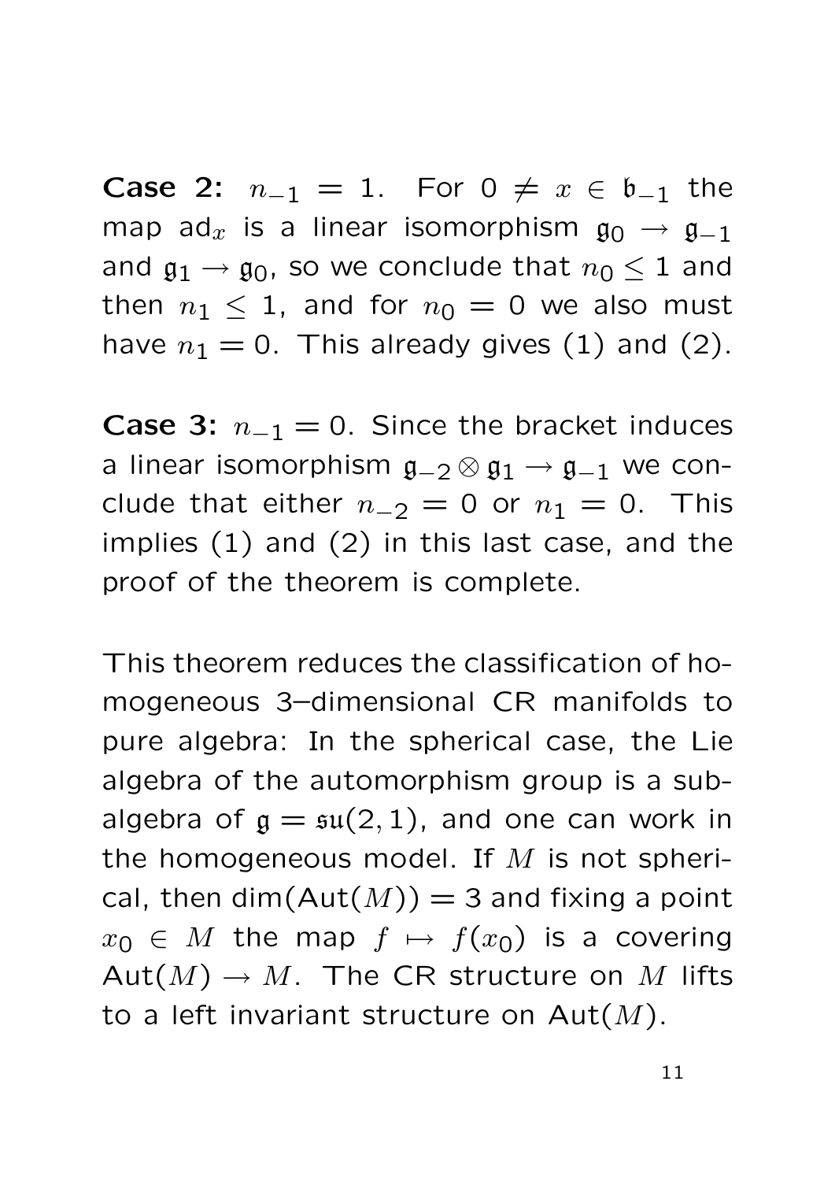**Case 2:** $n_{-1} = 1$. For $0 \neq x \in \mathfrak{b}_{-1}$ the map $\mathrm{ad}_x$ is a linear isomorphism $\mathfrak{g}_0 \to \mathfrak{g}_{-1}$ and $\mathfrak{g}_1 \to \mathfrak{g}_0$, so we conclude that $n_0 \leq 1$ and then $n_1 \leq 1$, and for $n_0 = 0$ we also must have $n_1 = 0$. This already gives (1) and (2).

**Case 3:** $n_{-1} = 0$. Since the bracket induces a linear isomorphism $\mathfrak{g}_{-2} \otimes \mathfrak{g}_1 \to \mathfrak{g}_{-1}$ we conclude that either $n_{-2} = 0$ or $n_1 = 0$. This implies (1) and (2) in this last case, and the proof of the theorem is complete.

This theorem reduces the classification of homogeneous 3–dimensional CR manifolds to pure algebra: In the spherical case, the Lie algebra of the automorphism group is a subalgebra of $\mathfrak{g} = \mathfrak{su}(2,1)$, and one can work in the homogeneous model. If $M$ is not spherical, then $\dim(\mathrm{Aut}(M)) = 3$ and fixing a point $x_0 \in M$ the map $f \mapsto f(x_0)$ is a covering $\mathrm{Aut}(M) \to M$. The CR structure on $M$ lifts to a left invariant structure on $\mathrm{Aut}(M)$.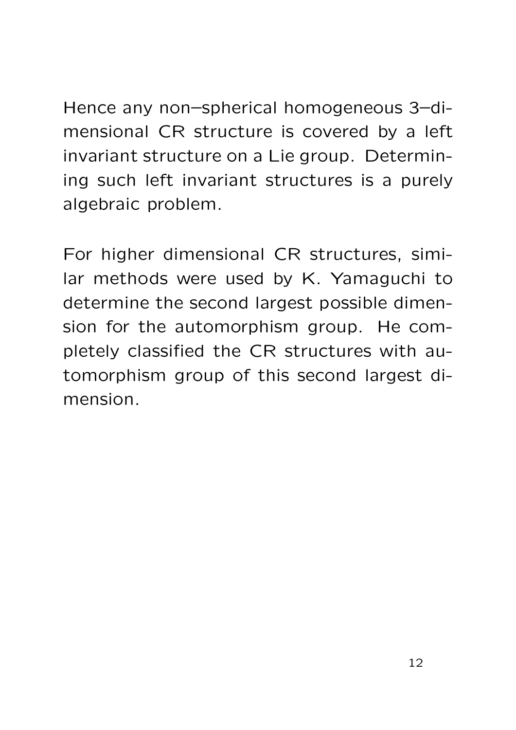Hence any non–spherical homogeneous 3–dimensional CR structure is covered by a left invariant structure on a Lie group. Determining such left invariant structures is a purely algebraic problem.

For higher dimensional CR structures, similar methods were used by K. Yamaguchi to determine the second largest possible dimension for the automorphism group. He completely classified the CR structures with automorphism group of this second largest dimension.